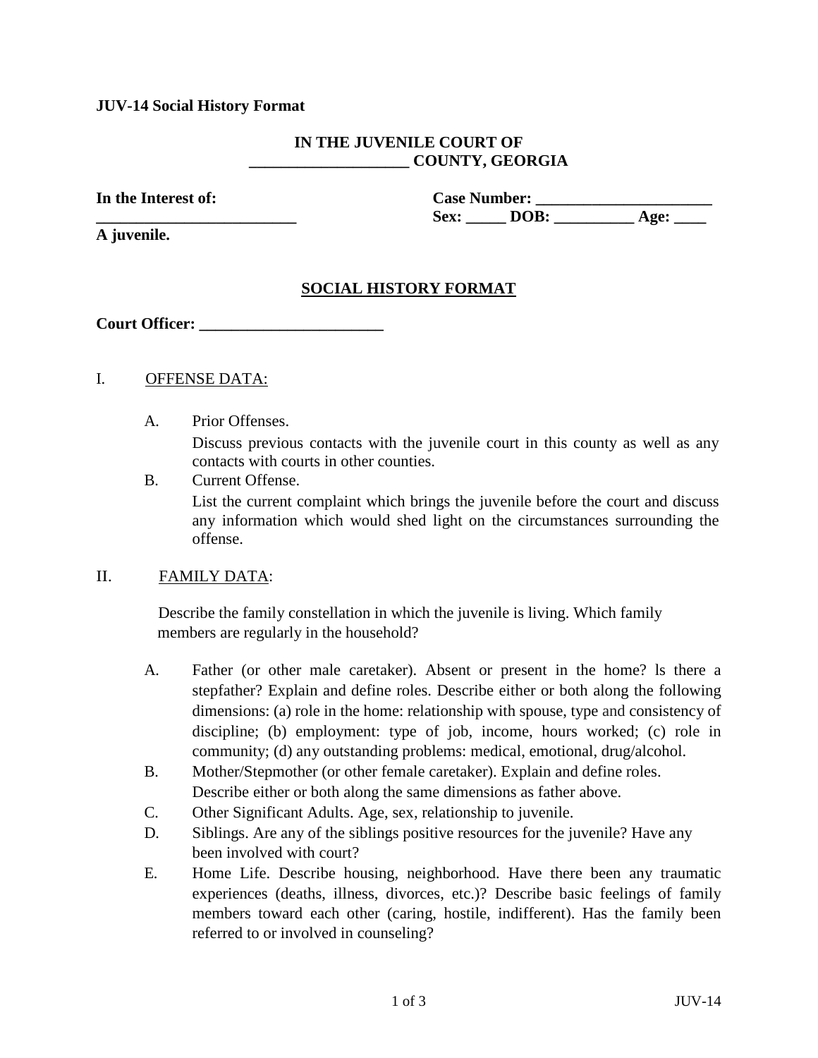**JUV-14 Social History Format**

**IN THE JUVENILE COURT OF**
**____________________ COUNTY, GEORGIA**

**In the Interest of:**
**_________________________**
**A juvenile.**

**Case Number: ______________________**
**Sex: _____ DOB: __________ Age: ____**

## SOCIAL HISTORY FORMAT

**Court Officer: _______________________**

I. OFFENSE DATA:

A. Prior Offenses.
Discuss previous contacts with the juvenile court in this county as well as any contacts with courts in other counties.

B. Current Offense.
List the current complaint which brings the juvenile before the court and discuss any information which would shed light on the circumstances surrounding the offense.

II. FAMILY DATA:

Describe the family constellation in which the juvenile is living. Which family members are regularly in the household?

A. Father (or other male caretaker). Absent or present in the home? ls there a stepfather? Explain and define roles. Describe either or both along the following dimensions: (a) role in the home: relationship with spouse, type and consistency of discipline; (b) employment: type of job, income, hours worked; (c) role in community; (d) any outstanding problems: medical, emotional, drug/alcohol.

B. Mother/Stepmother (or other female caretaker). Explain and define roles. Describe either or both along the same dimensions as father above.

C. Other Significant Adults. Age, sex, relationship to juvenile.

D. Siblings. Are any of the siblings positive resources for the juvenile? Have any been involved with court?

E. Home Life. Describe housing, neighborhood. Have there been any traumatic experiences (deaths, illness, divorces, etc.)? Describe basic feelings of family members toward each other (caring, hostile, indifferent). Has the family been referred to or involved in counseling?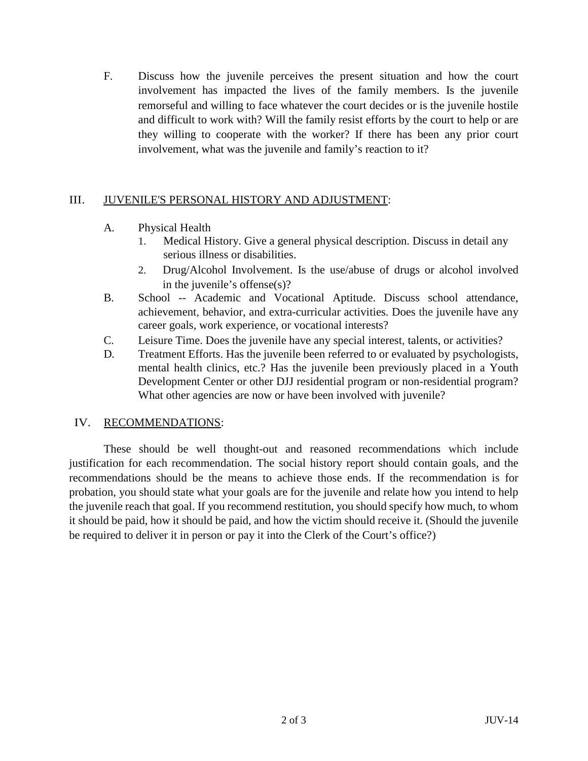F. Discuss how the juvenile perceives the present situation and how the court involvement has impacted the lives of the family members. Is the juvenile remorseful and willing to face whatever the court decides or is the juvenile hostile and difficult to work with? Will the family resist efforts by the court to help or are they willing to cooperate with the worker? If there has been any prior court involvement, what was the juvenile and family's reaction to it?

## III. <u>JUVENILE'S PERSONAL HISTORY AND ADJUSTMENT</u>:

A. Physical Health
   1. Medical History. Give a general physical description. Discuss in detail any serious illness or disabilities.
   2. Drug/Alcohol Involvement. Is the use/abuse of drugs or alcohol involved in the juvenile's offense(s)?

B. School -- Academic and Vocational Aptitude. Discuss school attendance, achievement, behavior, and extra-curricular activities. Does the juvenile have any career goals, work experience, or vocational interests?

C. Leisure Time. Does the juvenile have any special interest, talents, or activities?

D. Treatment Efforts. Has the juvenile been referred to or evaluated by psychologists, mental health clinics, etc.? Has the juvenile been previously placed in a Youth Development Center or other DJJ residential program or non-residential program? What other agencies are now or have been involved with juvenile?

## IV. <u>RECOMMENDATIONS</u>:

These should be well thought-out and reasoned recommendations which include justification for each recommendation. The social history report should contain goals, and the recommendations should be the means to achieve those ends. If the recommendation is for probation, you should state what your goals are for the juvenile and relate how you intend to help the juvenile reach that goal. If you recommend restitution, you should specify how much, to whom it should be paid, how it should be paid, and how the victim should receive it. (Should the juvenile be required to deliver it in person or pay it into the Clerk of the Court's office?)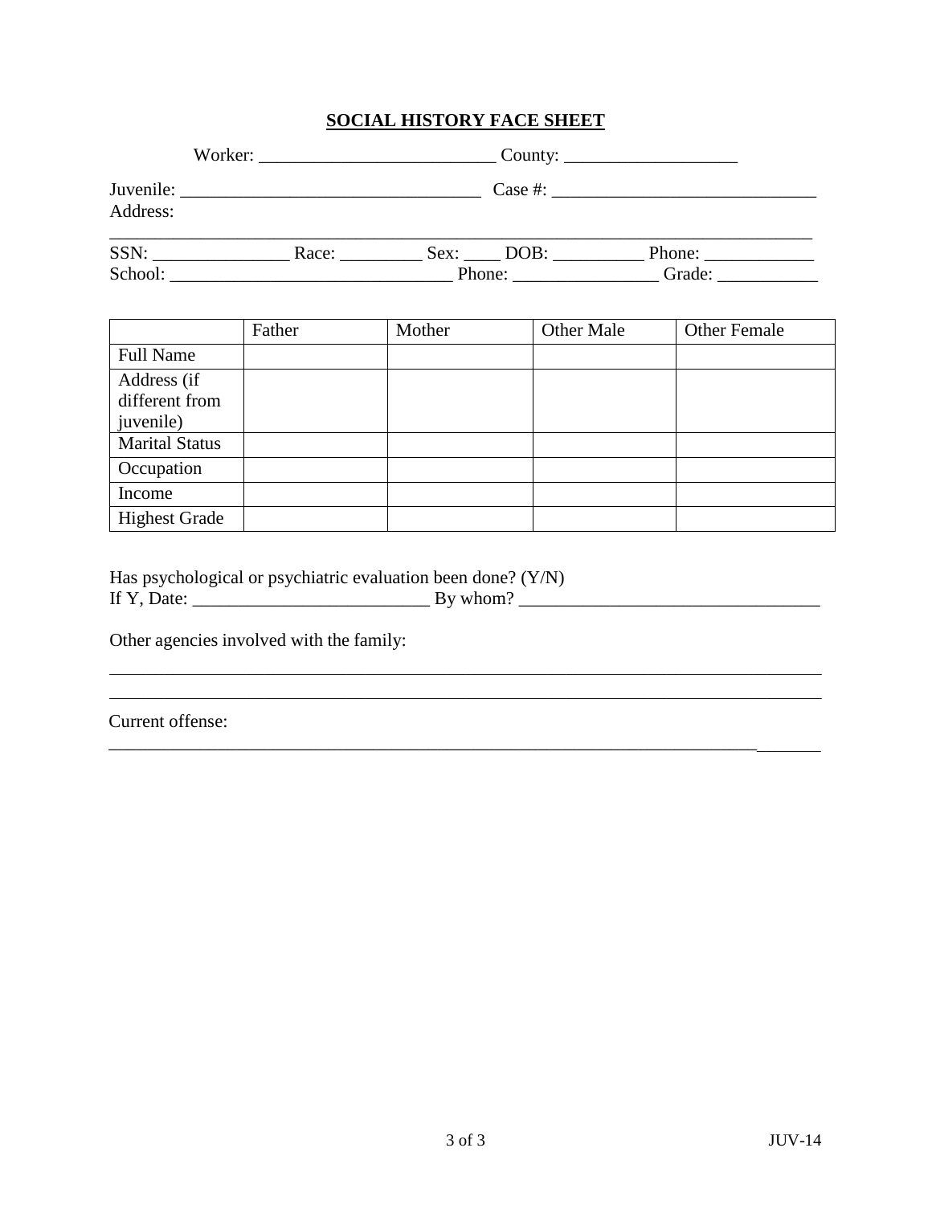## SOCIAL HISTORY FACE SHEET

Worker: __________________________ County: ___________________

Juvenile: _________________________________ Case #: ______________________________

Address:

_______________________________________________________________________________

SSN: _______________ Race: _________ Sex: ____ DOB: __________ Phone: ____________

School: _______________________________ Phone: ________________ Grade: ___________

| | Father | Mother | Other Male | Other Female |
|---|---|---|---|---|
| Full Name | | | | |
| Address (if different from juvenile) | | | | |
| Marital Status | | | | |
| Occupation | | | | |
| Income | | | | |
| Highest Grade | | | | |

Has psychological or psychiatric evaluation been done? (Y/N)

If Y, Date: __________________________ By whom? _________________________________

Other agencies involved with the family:

_______________________________________________________________________________

_______________________________________________________________________________

Current offense:

_______________________________________________________________________________

JUV-14